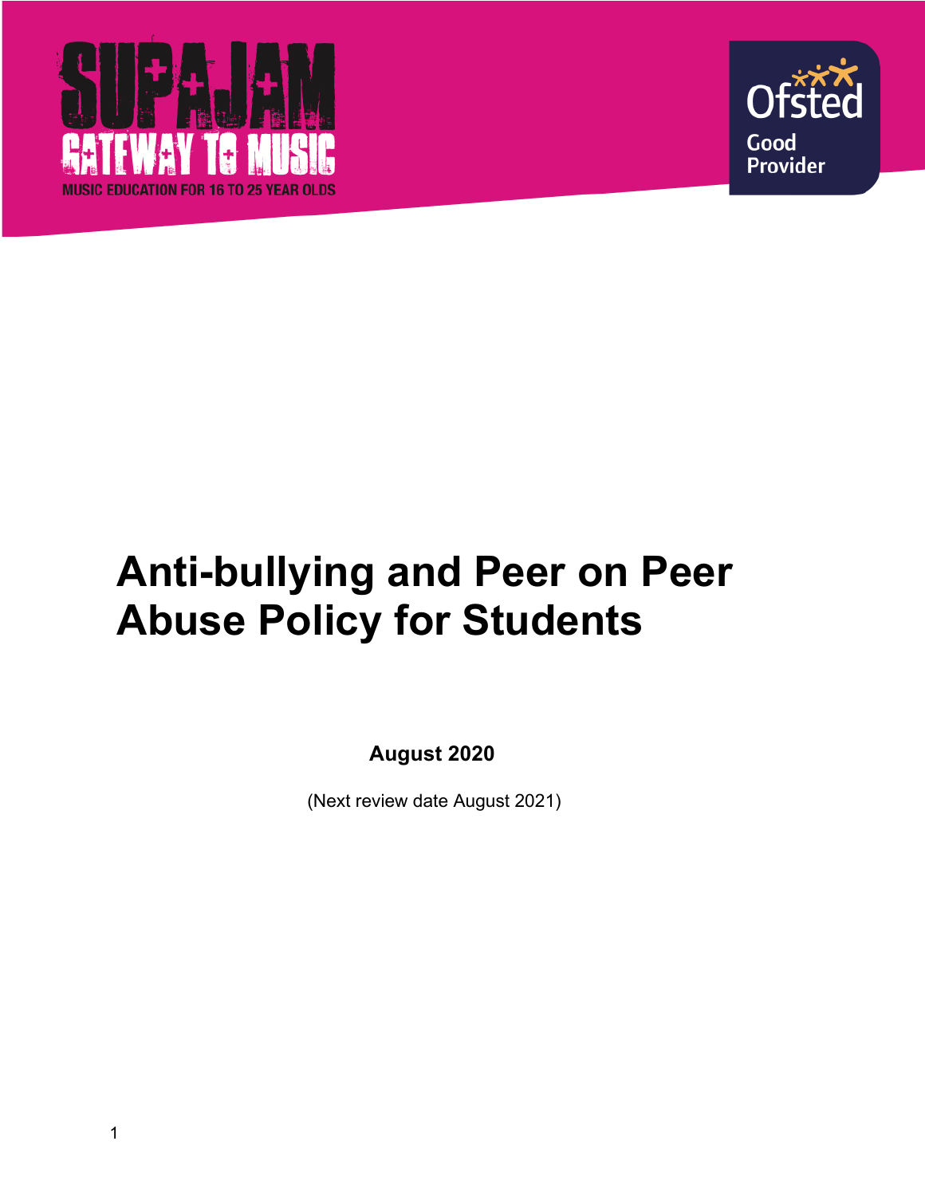SUPAJAM

GATEWAY TO MUSIC

MUSIC EDUCATION FOR 16 TO 25 YEAR OLDS

Ofsted

Good Provider

# Anti-bullying and Peer on Peer Abuse Policy for Students

**August 2020**

(Next review date August 2021)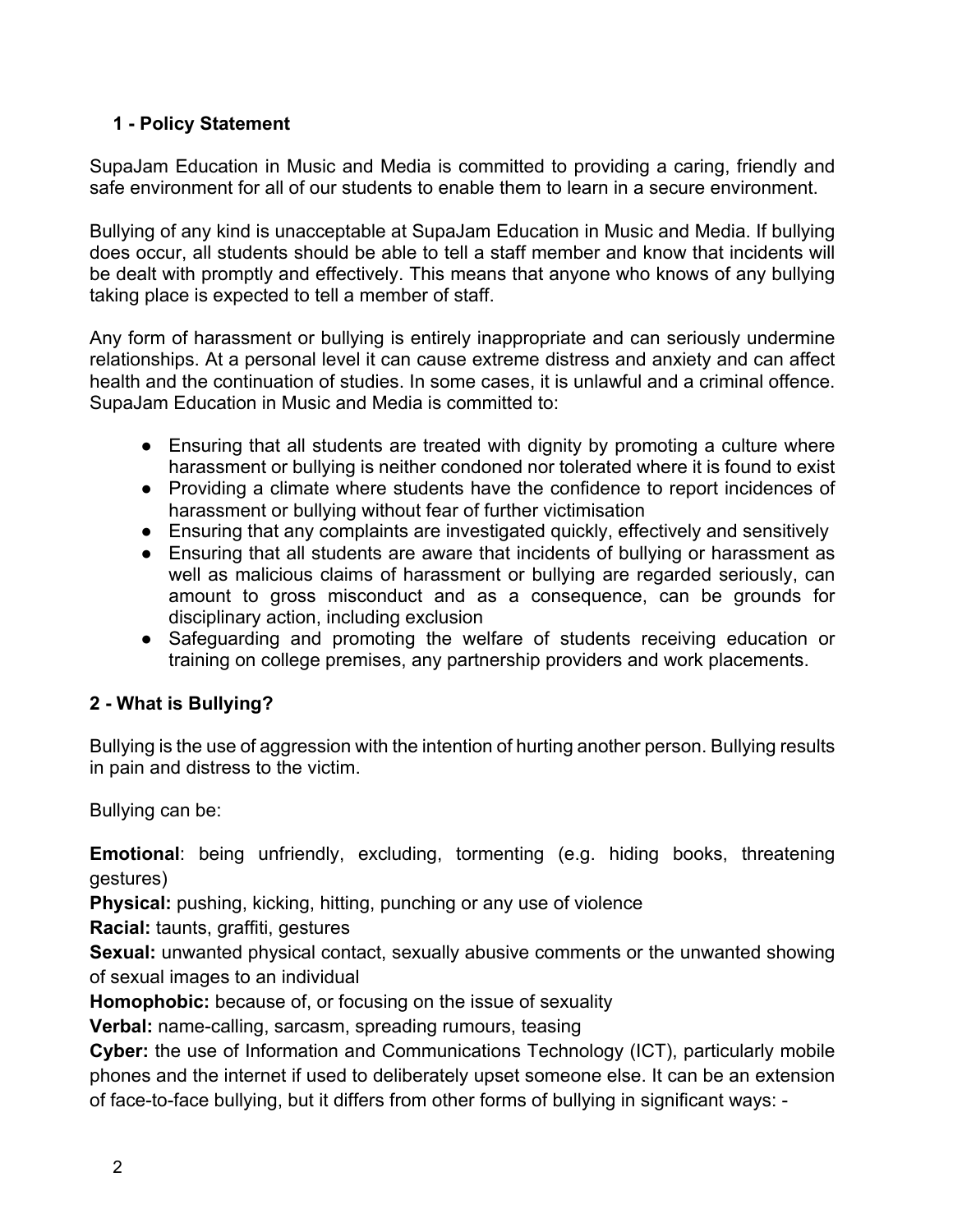## 1 - Policy Statement

SupaJam Education in Music and Media is committed to providing a caring, friendly and safe environment for all of our students to enable them to learn in a secure environment.

Bullying of any kind is unacceptable at SupaJam Education in Music and Media. If bullying does occur, all students should be able to tell a staff member and know that incidents will be dealt with promptly and effectively. This means that anyone who knows of any bullying taking place is expected to tell a member of staff.

Any form of harassment or bullying is entirely inappropriate and can seriously undermine relationships. At a personal level it can cause extreme distress and anxiety and can affect health and the continuation of studies. In some cases, it is unlawful and a criminal offence. SupaJam Education in Music and Media is committed to:

- Ensuring that all students are treated with dignity by promoting a culture where harassment or bullying is neither condoned nor tolerated where it is found to exist
- Providing a climate where students have the confidence to report incidences of harassment or bullying without fear of further victimisation
- Ensuring that any complaints are investigated quickly, effectively and sensitively
- Ensuring that all students are aware that incidents of bullying or harassment as well as malicious claims of harassment or bullying are regarded seriously, can amount to gross misconduct and as a consequence, can be grounds for disciplinary action, including exclusion
- Safeguarding and promoting the welfare of students receiving education or training on college premises, any partnership providers and work placements.

## 2 - What is Bullying?

Bullying is the use of aggression with the intention of hurting another person. Bullying results in pain and distress to the victim.

Bullying can be:

**Emotional**: being unfriendly, excluding, tormenting (e.g. hiding books, threatening gestures)
**Physical:** pushing, kicking, hitting, punching or any use of violence
**Racial:** taunts, graffiti, gestures
**Sexual:** unwanted physical contact, sexually abusive comments or the unwanted showing of sexual images to an individual
**Homophobic:** because of, or focusing on the issue of sexuality
**Verbal:** name-calling, sarcasm, spreading rumours, teasing
**Cyber:** the use of Information and Communications Technology (ICT), particularly mobile phones and the internet if used to deliberately upset someone else. It can be an extension of face-to-face bullying, but it differs from other forms of bullying in significant ways: -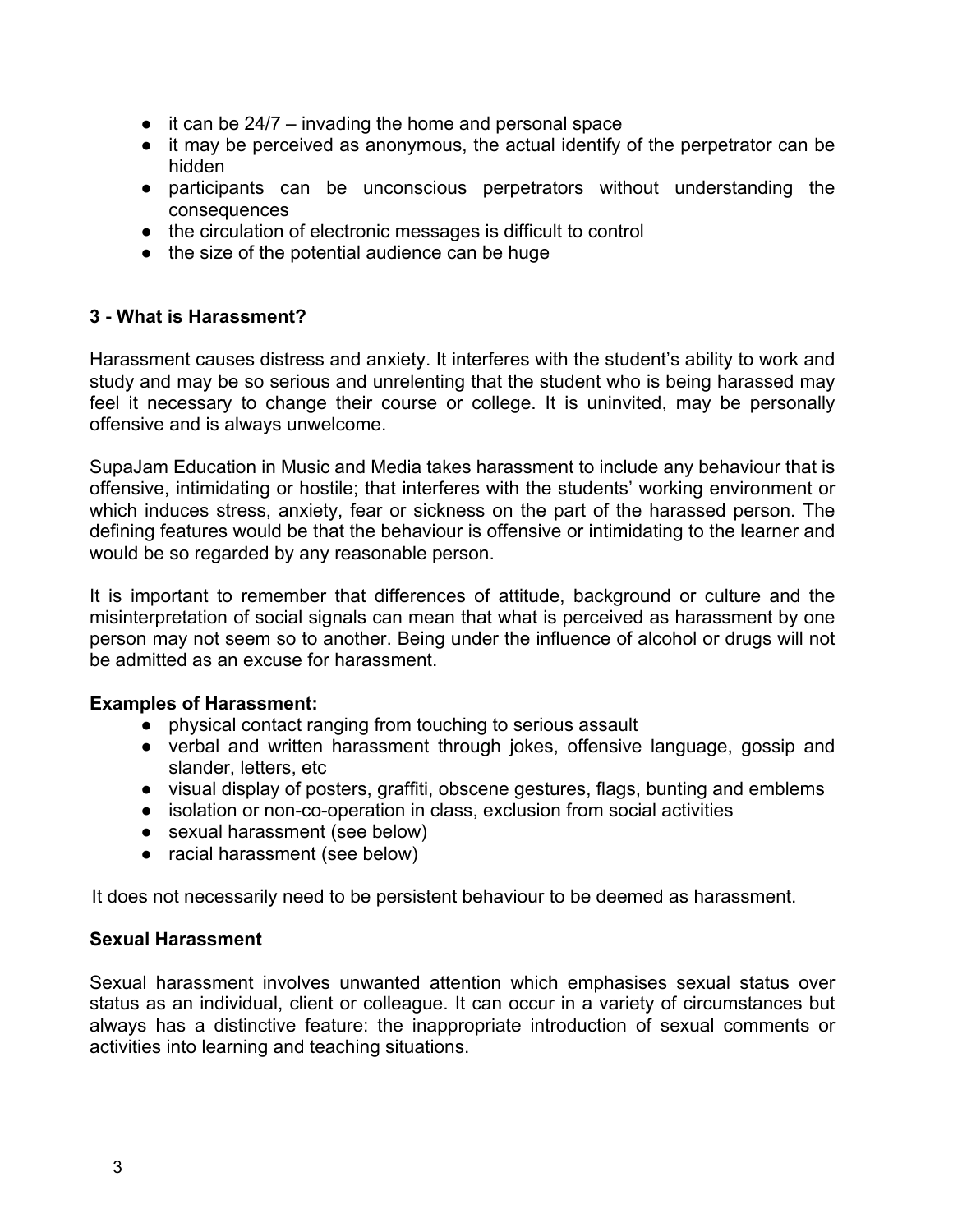- it can be 24/7 – invading the home and personal space
- it may be perceived as anonymous, the actual identify of the perpetrator can be hidden
- participants can be unconscious perpetrators without understanding the consequences
- the circulation of electronic messages is difficult to control
- the size of the potential audience can be huge

## 3 - What is Harassment?

Harassment causes distress and anxiety. It interferes with the student's ability to work and study and may be so serious and unrelenting that the student who is being harassed may feel it necessary to change their course or college. It is uninvited, may be personally offensive and is always unwelcome.

SupaJam Education in Music and Media takes harassment to include any behaviour that is offensive, intimidating or hostile; that interferes with the students' working environment or which induces stress, anxiety, fear or sickness on the part of the harassed person. The defining features would be that the behaviour is offensive or intimidating to the learner and would be so regarded by any reasonable person.

It is important to remember that differences of attitude, background or culture and the misinterpretation of social signals can mean that what is perceived as harassment by one person may not seem so to another. Being under the influence of alcohol or drugs will not be admitted as an excuse for harassment.

**Examples of Harassment:**

- physical contact ranging from touching to serious assault
- verbal and written harassment through jokes, offensive language, gossip and slander, letters, etc
- visual display of posters, graffiti, obscene gestures, flags, bunting and emblems
- isolation or non-co-operation in class, exclusion from social activities
- sexual harassment (see below)
- racial harassment (see below)

It does not necessarily need to be persistent behaviour to be deemed as harassment.

### Sexual Harassment

Sexual harassment involves unwanted attention which emphasises sexual status over status as an individual, client or colleague. It can occur in a variety of circumstances but always has a distinctive feature: the inappropriate introduction of sexual comments or activities into learning and teaching situations.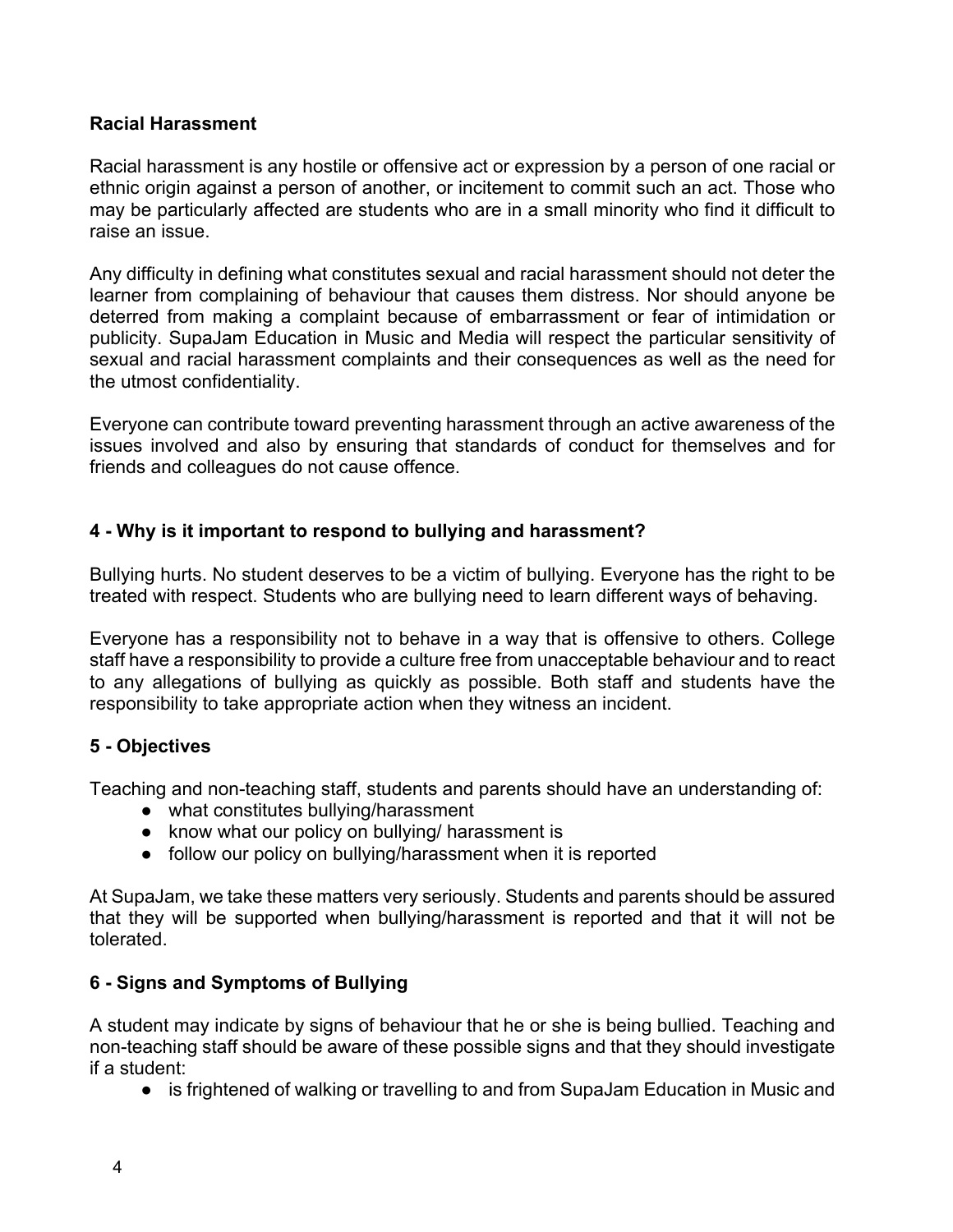**Racial Harassment**

Racial harassment is any hostile or offensive act or expression by a person of one racial or ethnic origin against a person of another, or incitement to commit such an act. Those who may be particularly affected are students who are in a small minority who find it difficult to raise an issue.

Any difficulty in defining what constitutes sexual and racial harassment should not deter the learner from complaining of behaviour that causes them distress. Nor should anyone be deterred from making a complaint because of embarrassment or fear of intimidation or publicity. SupaJam Education in Music and Media will respect the particular sensitivity of sexual and racial harassment complaints and their consequences as well as the need for the utmost confidentiality.

Everyone can contribute toward preventing harassment through an active awareness of the issues involved and also by ensuring that standards of conduct for themselves and for friends and colleagues do not cause offence.

## 4 - Why is it important to respond to bullying and harassment?

Bullying hurts. No student deserves to be a victim of bullying. Everyone has the right to be treated with respect. Students who are bullying need to learn different ways of behaving.

Everyone has a responsibility not to behave in a way that is offensive to others. College staff have a responsibility to provide a culture free from unacceptable behaviour and to react to any allegations of bullying as quickly as possible. Both staff and students have the responsibility to take appropriate action when they witness an incident.

## 5 - Objectives

Teaching and non-teaching staff, students and parents should have an understanding of:

- what constitutes bullying/harassment
- know what our policy on bullying/ harassment is
- follow our policy on bullying/harassment when it is reported

At SupaJam, we take these matters very seriously. Students and parents should be assured that they will be supported when bullying/harassment is reported and that it will not be tolerated.

## 6 - Signs and Symptoms of Bullying

A student may indicate by signs of behaviour that he or she is being bullied. Teaching and non-teaching staff should be aware of these possible signs and that they should investigate if a student:

- is frightened of walking or travelling to and from SupaJam Education in Music and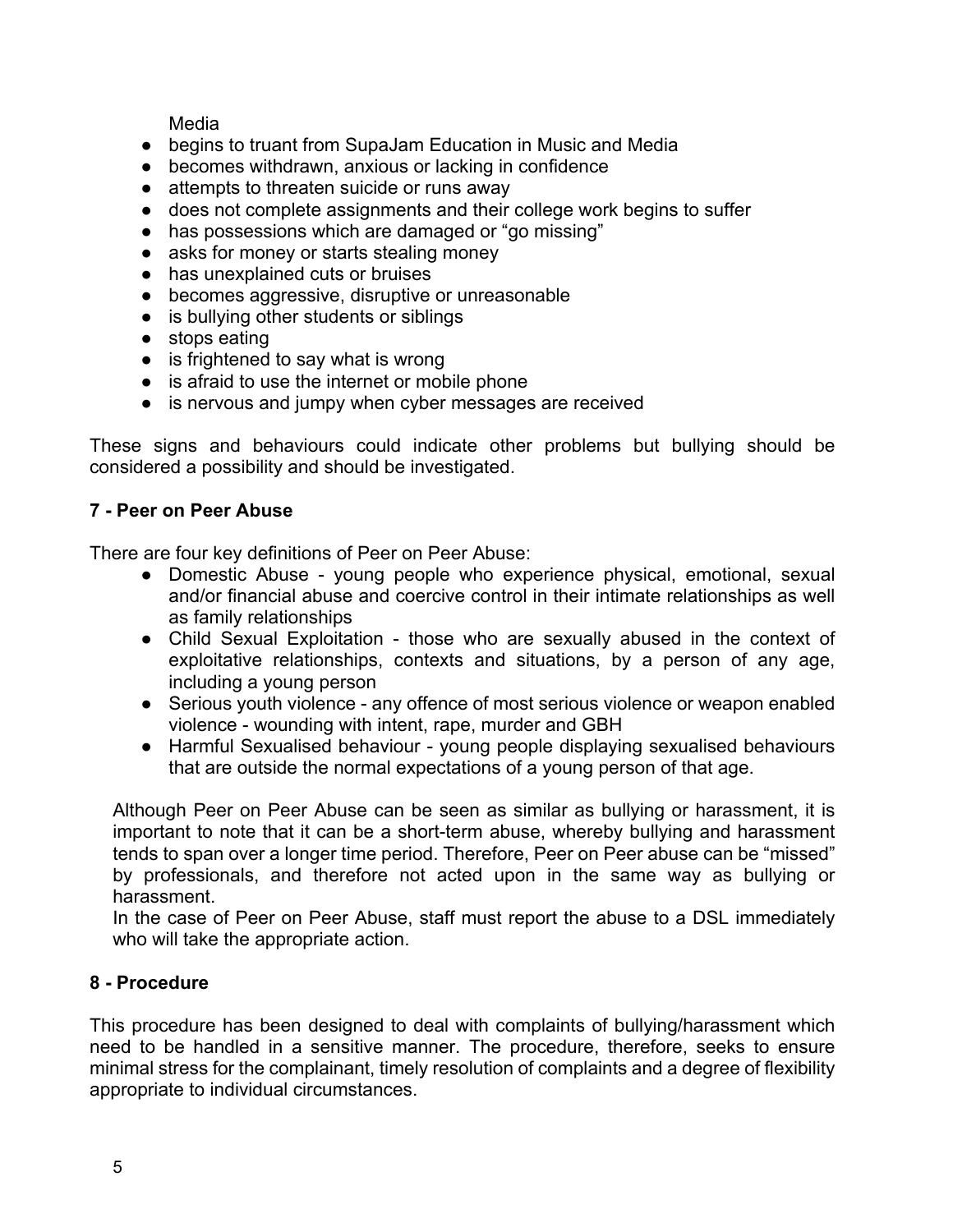Media

- begins to truant from SupaJam Education in Music and Media
- becomes withdrawn, anxious or lacking in confidence
- attempts to threaten suicide or runs away
- does not complete assignments and their college work begins to suffer
- has possessions which are damaged or "go missing"
- asks for money or starts stealing money
- has unexplained cuts or bruises
- becomes aggressive, disruptive or unreasonable
- is bullying other students or siblings
- stops eating
- is frightened to say what is wrong
- is afraid to use the internet or mobile phone
- is nervous and jumpy when cyber messages are received

These signs and behaviours could indicate other problems but bullying should be considered a possibility and should be investigated.

**7 - Peer on Peer Abuse**

There are four key definitions of Peer on Peer Abuse:

- Domestic Abuse - young people who experience physical, emotional, sexual and/or financial abuse and coercive control in their intimate relationships as well as family relationships
- Child Sexual Exploitation - those who are sexually abused in the context of exploitative relationships, contexts and situations, by a person of any age, including a young person
- Serious youth violence - any offence of most serious violence or weapon enabled violence - wounding with intent, rape, murder and GBH
- Harmful Sexualised behaviour - young people displaying sexualised behaviours that are outside the normal expectations of a young person of that age.

Although Peer on Peer Abuse can be seen as similar as bullying or harassment, it is important to note that it can be a short-term abuse, whereby bullying and harassment tends to span over a longer time period. Therefore, Peer on Peer abuse can be "missed" by professionals, and therefore not acted upon in the same way as bullying or harassment.

In the case of Peer on Peer Abuse, staff must report the abuse to a DSL immediately who will take the appropriate action.

**8 - Procedure**

This procedure has been designed to deal with complaints of bullying/harassment which need to be handled in a sensitive manner. The procedure, therefore, seeks to ensure minimal stress for the complainant, timely resolution of complaints and a degree of flexibility appropriate to individual circumstances.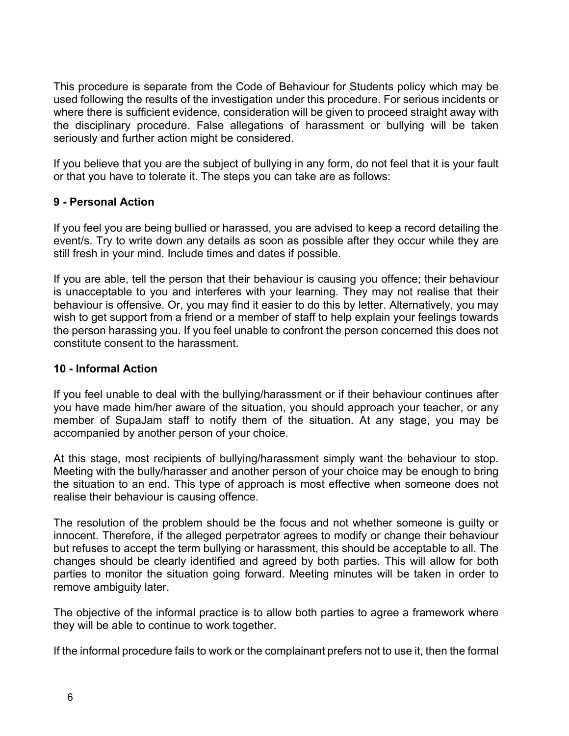This procedure is separate from the Code of Behaviour for Students policy which may be used following the results of the investigation under this procedure. For serious incidents or where there is sufficient evidence, consideration will be given to proceed straight away with the disciplinary procedure. False allegations of harassment or bullying will be taken seriously and further action might be considered.

If you believe that you are the subject of bullying in any form, do not feel that it is your fault or that you have to tolerate it. The steps you can take are as follows:

**9 - Personal Action**

If you feel you are being bullied or harassed, you are advised to keep a record detailing the event/s. Try to write down any details as soon as possible after they occur while they are still fresh in your mind. Include times and dates if possible.

If you are able, tell the person that their behaviour is causing you offence; their behaviour is unacceptable to you and interferes with your learning. They may not realise that their behaviour is offensive. Or, you may find it easier to do this by letter. Alternatively, you may wish to get support from a friend or a member of staff to help explain your feelings towards the person harassing you. If you feel unable to confront the person concerned this does not constitute consent to the harassment.

**10 - Informal Action**

If you feel unable to deal with the bullying/harassment or if their behaviour continues after you have made him/her aware of the situation, you should approach your teacher, or any member of SupaJam staff to notify them of the situation. At any stage, you may be accompanied by another person of your choice.

At this stage, most recipients of bullying/harassment simply want the behaviour to stop. Meeting with the bully/harasser and another person of your choice may be enough to bring the situation to an end. This type of approach is most effective when someone does not realise their behaviour is causing offence.

The resolution of the problem should be the focus and not whether someone is guilty or innocent. Therefore, if the alleged perpetrator agrees to modify or change their behaviour but refuses to accept the term bullying or harassment, this should be acceptable to all. The changes should be clearly identified and agreed by both parties. This will allow for both parties to monitor the situation going forward. Meeting minutes will be taken in order to remove ambiguity later.

The objective of the informal practice is to allow both parties to agree a framework where they will be able to continue to work together.

If the informal procedure fails to work or the complainant prefers not to use it, then the formal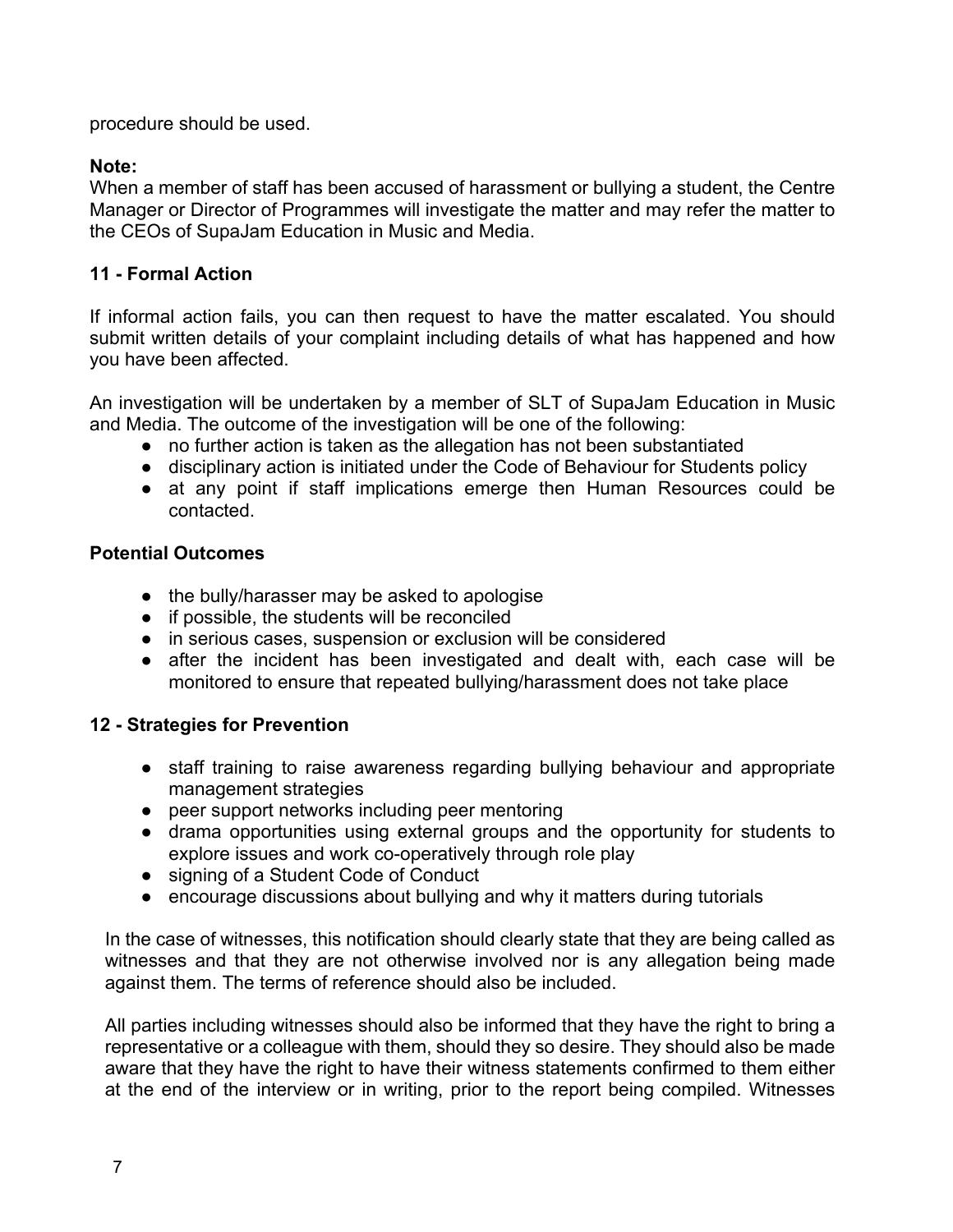procedure should be used.

**Note:**
When a member of staff has been accused of harassment or bullying a student, the Centre Manager or Director of Programmes will investigate the matter and may refer the matter to the CEOs of SupaJam Education in Music and Media.

## 11 - Formal Action

If informal action fails, you can then request to have the matter escalated. You should submit written details of your complaint including details of what has happened and how you have been affected.

An investigation will be undertaken by a member of SLT of SupaJam Education in Music and Media. The outcome of the investigation will be one of the following:

- no further action is taken as the allegation has not been substantiated
- disciplinary action is initiated under the Code of Behaviour for Students policy
- at any point if staff implications emerge then Human Resources could be contacted.

### Potential Outcomes

- the bully/harasser may be asked to apologise
- if possible, the students will be reconciled
- in serious cases, suspension or exclusion will be considered
- after the incident has been investigated and dealt with, each case will be monitored to ensure that repeated bullying/harassment does not take place

## 12 - Strategies for Prevention

- staff training to raise awareness regarding bullying behaviour and appropriate management strategies
- peer support networks including peer mentoring
- drama opportunities using external groups and the opportunity for students to explore issues and work co-operatively through role play
- signing of a Student Code of Conduct
- encourage discussions about bullying and why it matters during tutorials

In the case of witnesses, this notification should clearly state that they are being called as witnesses and that they are not otherwise involved nor is any allegation being made against them. The terms of reference should also be included.

All parties including witnesses should also be informed that they have the right to bring a representative or a colleague with them, should they so desire. They should also be made aware that they have the right to have their witness statements confirmed to them either at the end of the interview or in writing, prior to the report being compiled. Witnesses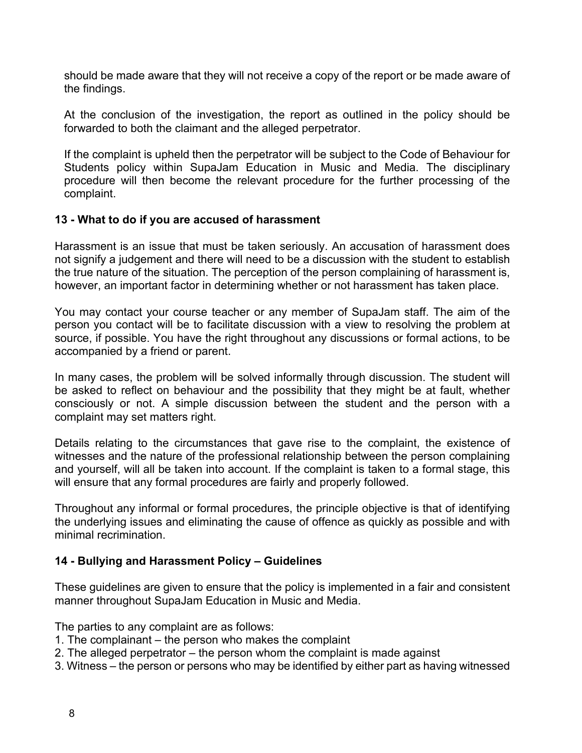should be made aware that they will not receive a copy of the report or be made aware of the findings.

At the conclusion of the investigation, the report as outlined in the policy should be forwarded to both the claimant and the alleged perpetrator.

If the complaint is upheld then the perpetrator will be subject to the Code of Behaviour for Students policy within SupaJam Education in Music and Media. The disciplinary procedure will then become the relevant procedure for the further processing of the complaint.

## 13 - What to do if you are accused of harassment

Harassment is an issue that must be taken seriously. An accusation of harassment does not signify a judgement and there will need to be a discussion with the student to establish the true nature of the situation. The perception of the person complaining of harassment is, however, an important factor in determining whether or not harassment has taken place.

You may contact your course teacher or any member of SupaJam staff. The aim of the person you contact will be to facilitate discussion with a view to resolving the problem at source, if possible. You have the right throughout any discussions or formal actions, to be accompanied by a friend or parent.

In many cases, the problem will be solved informally through discussion. The student will be asked to reflect on behaviour and the possibility that they might be at fault, whether consciously or not. A simple discussion between the student and the person with a complaint may set matters right.

Details relating to the circumstances that gave rise to the complaint, the existence of witnesses and the nature of the professional relationship between the person complaining and yourself, will all be taken into account. If the complaint is taken to a formal stage, this will ensure that any formal procedures are fairly and properly followed.

Throughout any informal or formal procedures, the principle objective is that of identifying the underlying issues and eliminating the cause of offence as quickly as possible and with minimal recrimination.

## 14 - Bullying and Harassment Policy – Guidelines

These guidelines are given to ensure that the policy is implemented in a fair and consistent manner throughout SupaJam Education in Music and Media.

The parties to any complaint are as follows:

1. The complainant – the person who makes the complaint
2. The alleged perpetrator – the person whom the complaint is made against
3. Witness – the person or persons who may be identified by either part as having witnessed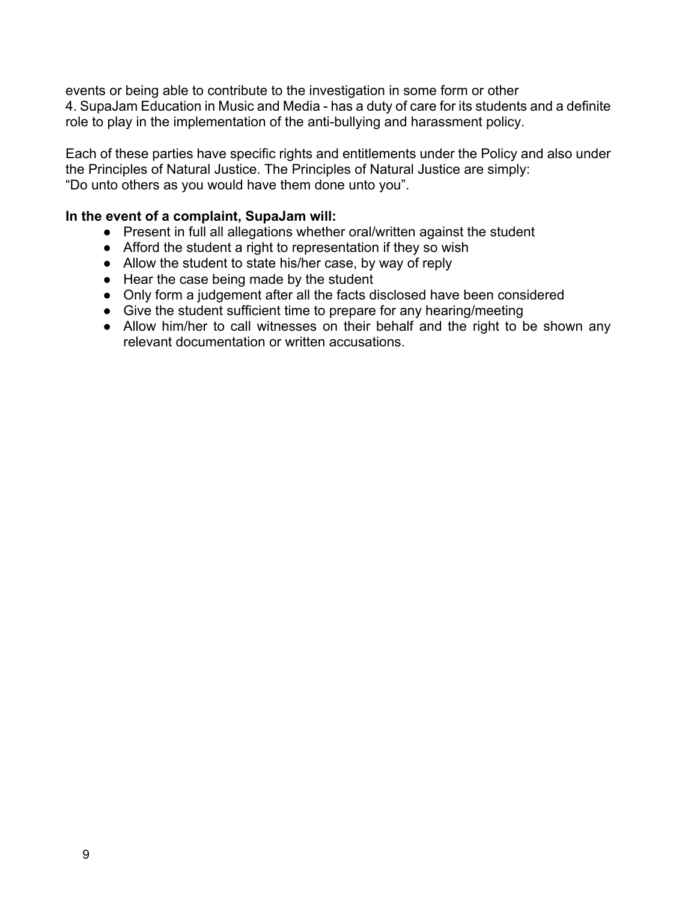events or being able to contribute to the investigation in some form or other

4. SupaJam Education in Music and Media - has a duty of care for its students and a definite role to play in the implementation of the anti-bullying and harassment policy.

Each of these parties have specific rights and entitlements under the Policy and also under the Principles of Natural Justice. The Principles of Natural Justice are simply:
"Do unto others as you would have them done unto you".

**In the event of a complaint, SupaJam will:**

- Present in full all allegations whether oral/written against the student
- Afford the student a right to representation if they so wish
- Allow the student to state his/her case, by way of reply
- Hear the case being made by the student
- Only form a judgement after all the facts disclosed have been considered
- Give the student sufficient time to prepare for any hearing/meeting
- Allow him/her to call witnesses on their behalf and the right to be shown any relevant documentation or written accusations.